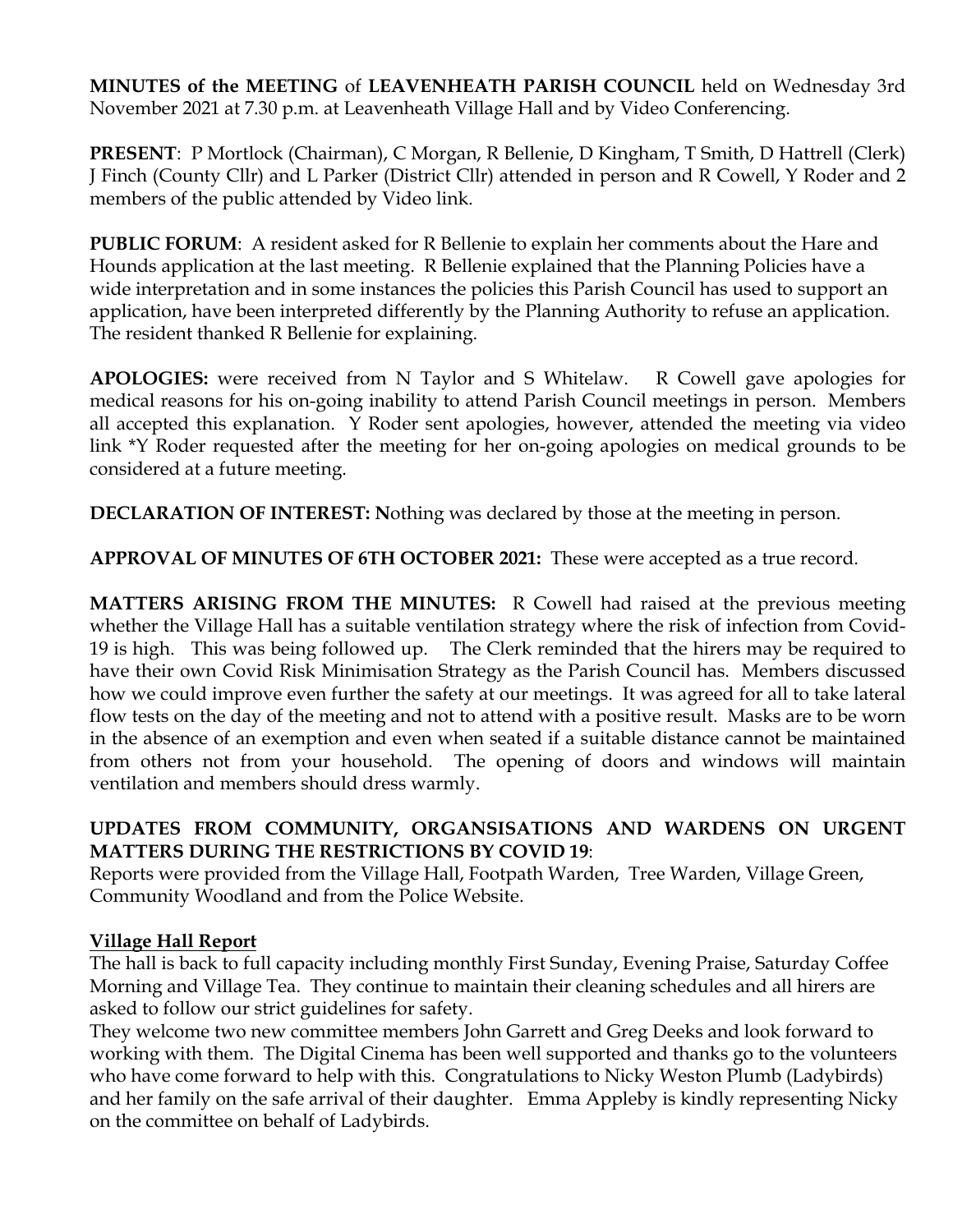**MINUTES of the MEETING** of **LEAVENHEATH PARISH COUNCIL** held on Wednesday 3rd November 2021 at 7.30 p.m. at Leavenheath Village Hall and by Video Conferencing.

**PRESENT**: P Mortlock (Chairman), C Morgan, R Bellenie, D Kingham, T Smith, D Hattrell (Clerk) J Finch (County Cllr) and L Parker (District Cllr) attended in person and R Cowell, Y Roder and 2 members of the public attended by Video link.

**PUBLIC FORUM**: A resident asked for R Bellenie to explain her comments about the Hare and Hounds application at the last meeting. R Bellenie explained that the Planning Policies have a wide interpretation and in some instances the policies this Parish Council has used to support an application, have been interpreted differently by the Planning Authority to refuse an application. The resident thanked R Bellenie for explaining.

**APOLOGIES:** were received from N Taylor and S Whitelaw. R Cowell gave apologies for medical reasons for his on-going inability to attend Parish Council meetings in person. Members all accepted this explanation. Y Roder sent apologies, however, attended the meeting via video link *Y Roder requested after the meeting for her on-going apologies on medical grounds to be considered at a future meeting.

**DECLARATION OF INTEREST: N**othing was declared by those at the meeting in person.

**APPROVAL OF MINUTES OF 6TH OCTOBER 2021:** These were accepted as a true record.

**MATTERS ARISING FROM THE MINUTES:** R Cowell had raised at the previous meeting whether the Village Hall has a suitable ventilation strategy where the risk of infection from Covid-19 is high. This was being followed up. The Clerk reminded that the hirers may be required to have their own Covid Risk Minimisation Strategy as the Parish Council has. Members discussed how we could improve even further the safety at our meetings. It was agreed for all to take lateral flow tests on the day of the meeting and not to attend with a positive result. Masks are to be worn in the absence of an exemption and even when seated if a suitable distance cannot be maintained from others not from your household. The opening of doors and windows will maintain ventilation and members should dress warmly.

**UPDATES FROM COMMUNITY, ORGANSISATIONS AND WARDENS ON URGENT MATTERS DURING THE RESTRICTIONS BY COVID 19**:

Reports were provided from the Village Hall, Footpath Warden, Tree Warden, Village Green, Community Woodland and from the Police Website.

**Village Hall Report**

The hall is back to full capacity including monthly First Sunday, Evening Praise, Saturday Coffee Morning and Village Tea. They continue to maintain their cleaning schedules and all hirers are asked to follow our strict guidelines for safety.

They welcome two new committee members John Garrett and Greg Deeks and look forward to working with them. The Digital Cinema has been well supported and thanks go to the volunteers who have come forward to help with this. Congratulations to Nicky Weston Plumb (Ladybirds) and her family on the safe arrival of their daughter. Emma Appleby is kindly representing Nicky on the committee on behalf of Ladybirds.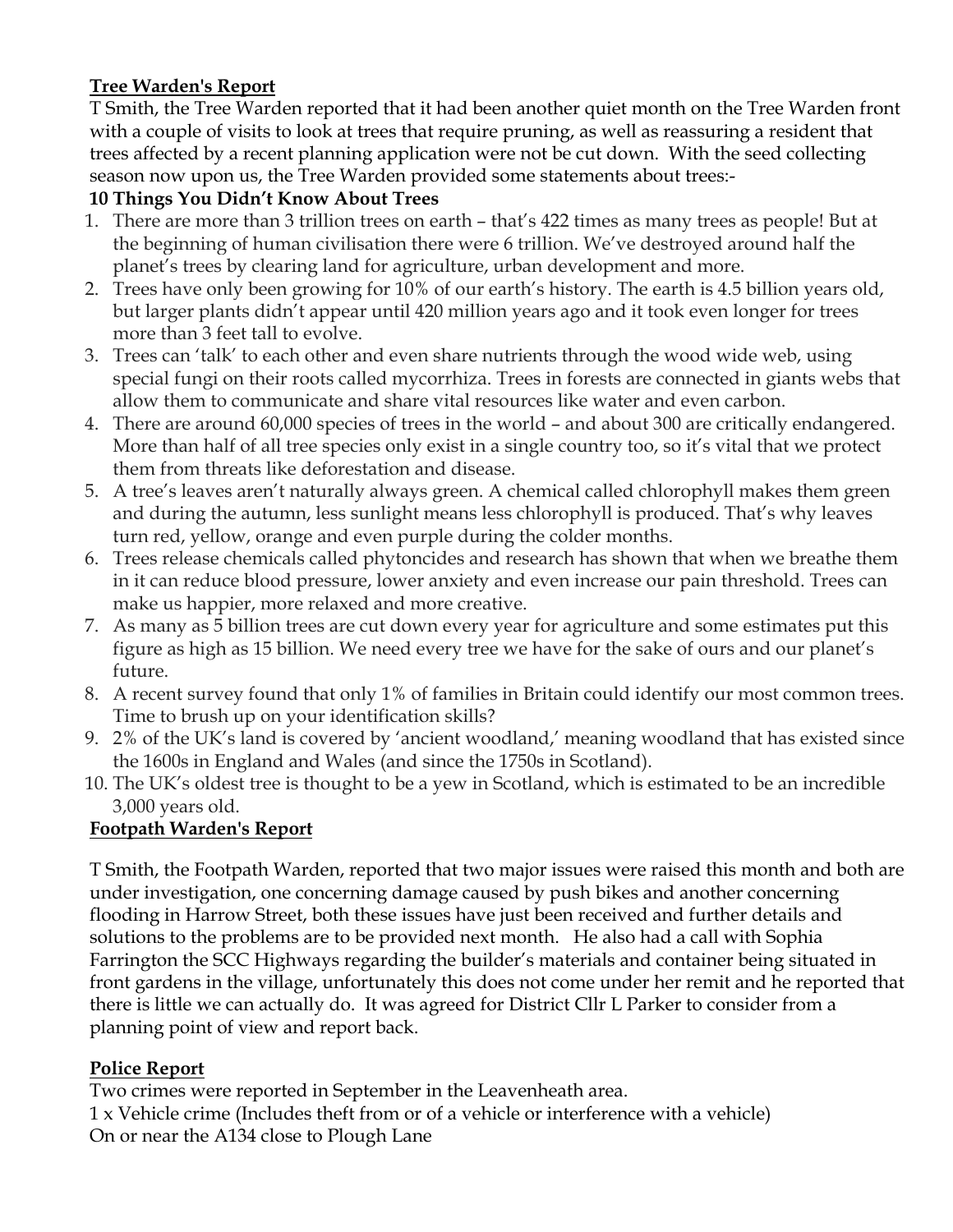**Tree Warden's Report**

T Smith, the Tree Warden reported that it had been another quiet month on the Tree Warden front with a couple of visits to look at trees that require pruning, as well as reassuring a resident that trees affected by a recent planning application were not be cut down. With the seed collecting season now upon us, the Tree Warden provided some statements about trees:-

**10 Things You Didn't Know About Trees**

1. There are more than 3 trillion trees on earth – that's 422 times as many trees as people! But at the beginning of human civilisation there were 6 trillion. We've destroyed around half the planet's trees by clearing land for agriculture, urban development and more.
2. Trees have only been growing for 10% of our earth's history. The earth is 4.5 billion years old, but larger plants didn't appear until 420 million years ago and it took even longer for trees more than 3 feet tall to evolve.
3. Trees can 'talk' to each other and even share nutrients through the wood wide web, using special fungi on their roots called mycorrhiza. Trees in forests are connected in giants webs that allow them to communicate and share vital resources like water and even carbon.
4. There are around 60,000 species of trees in the world – and about 300 are critically endangered. More than half of all tree species only exist in a single country too, so it's vital that we protect them from threats like deforestation and disease.
5. A tree's leaves aren't naturally always green. A chemical called chlorophyll makes them green and during the autumn, less sunlight means less chlorophyll is produced. That's why leaves turn red, yellow, orange and even purple during the colder months.
6. Trees release chemicals called phytoncides and research has shown that when we breathe them in it can reduce blood pressure, lower anxiety and even increase our pain threshold. Trees can make us happier, more relaxed and more creative.
7. As many as 5 billion trees are cut down every year for agriculture and some estimates put this figure as high as 15 billion. We need every tree we have for the sake of ours and our planet's future.
8. A recent survey found that only 1% of families in Britain could identify our most common trees. Time to brush up on your identification skills?
9. 2% of the UK's land is covered by 'ancient woodland,' meaning woodland that has existed since the 1600s in England and Wales (and since the 1750s in Scotland).
10. The UK's oldest tree is thought to be a yew in Scotland, which is estimated to be an incredible 3,000 years old.

**Footpath Warden's Report**

T Smith, the Footpath Warden, reported that two major issues were raised this month and both are under investigation, one concerning damage caused by push bikes and another concerning flooding in Harrow Street, both these issues have just been received and further details and solutions to the problems are to be provided next month. He also had a call with Sophia Farrington the SCC Highways regarding the builder's materials and container being situated in front gardens in the village, unfortunately this does not come under her remit and he reported that there is little we can actually do. It was agreed for District Cllr L Parker to consider from a planning point of view and report back.

**Police Report**

Two crimes were reported in September in the Leavenheath area.

1 x Vehicle crime (Includes theft from or of a vehicle or interference with a vehicle)
On or near the A134 close to Plough Lane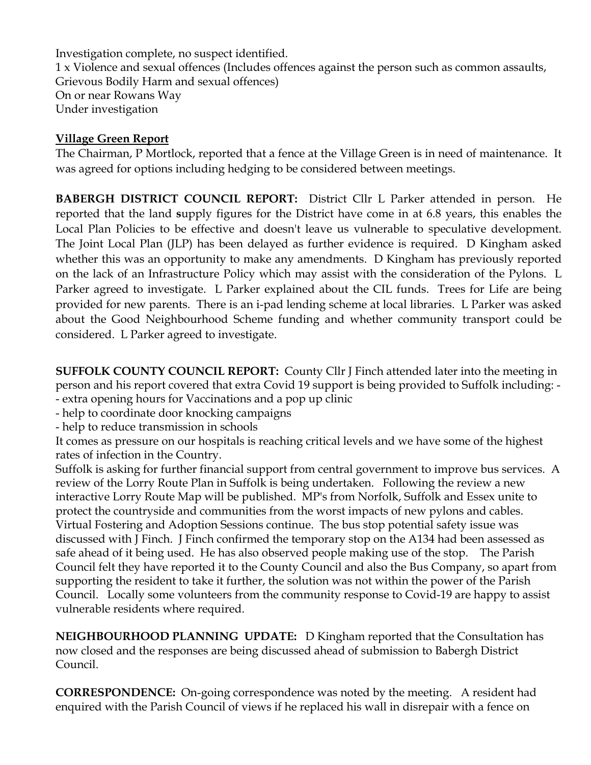Investigation complete, no suspect identified.
1 x Violence and sexual offences (Includes offences against the person such as common assaults, Grievous Bodily Harm and sexual offences)
On or near Rowans Way
Under investigation

**Village Green Report**

The Chairman, P Mortlock, reported that a fence at the Village Green is in need of maintenance. It was agreed for options including hedging to be considered between meetings.

**BABERGH DISTRICT COUNCIL REPORT:** District Cllr L Parker attended in person. He reported that the land **s**upply figures for the District have come in at 6.8 years, this enables the Local Plan Policies to be effective and doesn't leave us vulnerable to speculative development. The Joint Local Plan (JLP) has been delayed as further evidence is required. D Kingham asked whether this was an opportunity to make any amendments. D Kingham has previously reported on the lack of an Infrastructure Policy which may assist with the consideration of the Pylons. L Parker agreed to investigate. L Parker explained about the CIL funds. Trees for Life are being provided for new parents. There is an i-pad lending scheme at local libraries. L Parker was asked about the Good Neighbourhood Scheme funding and whether community transport could be considered. L Parker agreed to investigate.

**SUFFOLK COUNTY COUNCIL REPORT:** County Cllr J Finch attended later into the meeting in person and his report covered that extra Covid 19 support is being provided to Suffolk including: -

- extra opening hours for Vaccinations and a pop up clinic
- help to coordinate door knocking campaigns
- help to reduce transmission in schools

It comes as pressure on our hospitals is reaching critical levels and we have some of the highest rates of infection in the Country.

Suffolk is asking for further financial support from central government to improve bus services. A review of the Lorry Route Plan in Suffolk is being undertaken. Following the review a new interactive Lorry Route Map will be published. MP's from Norfolk, Suffolk and Essex unite to protect the countryside and communities from the worst impacts of new pylons and cables. Virtual Fostering and Adoption Sessions continue. The bus stop potential safety issue was discussed with J Finch. J Finch confirmed the temporary stop on the A134 had been assessed as safe ahead of it being used. He has also observed people making use of the stop. The Parish Council felt they have reported it to the County Council and also the Bus Company, so apart from supporting the resident to take it further, the solution was not within the power of the Parish Council. Locally some volunteers from the community response to Covid-19 are happy to assist vulnerable residents where required.

**NEIGHBOURHOOD PLANNING UPDATE:** D Kingham reported that the Consultation has now closed and the responses are being discussed ahead of submission to Babergh District Council.

**CORRESPONDENCE:** On-going correspondence was noted by the meeting. A resident had enquired with the Parish Council of views if he replaced his wall in disrepair with a fence on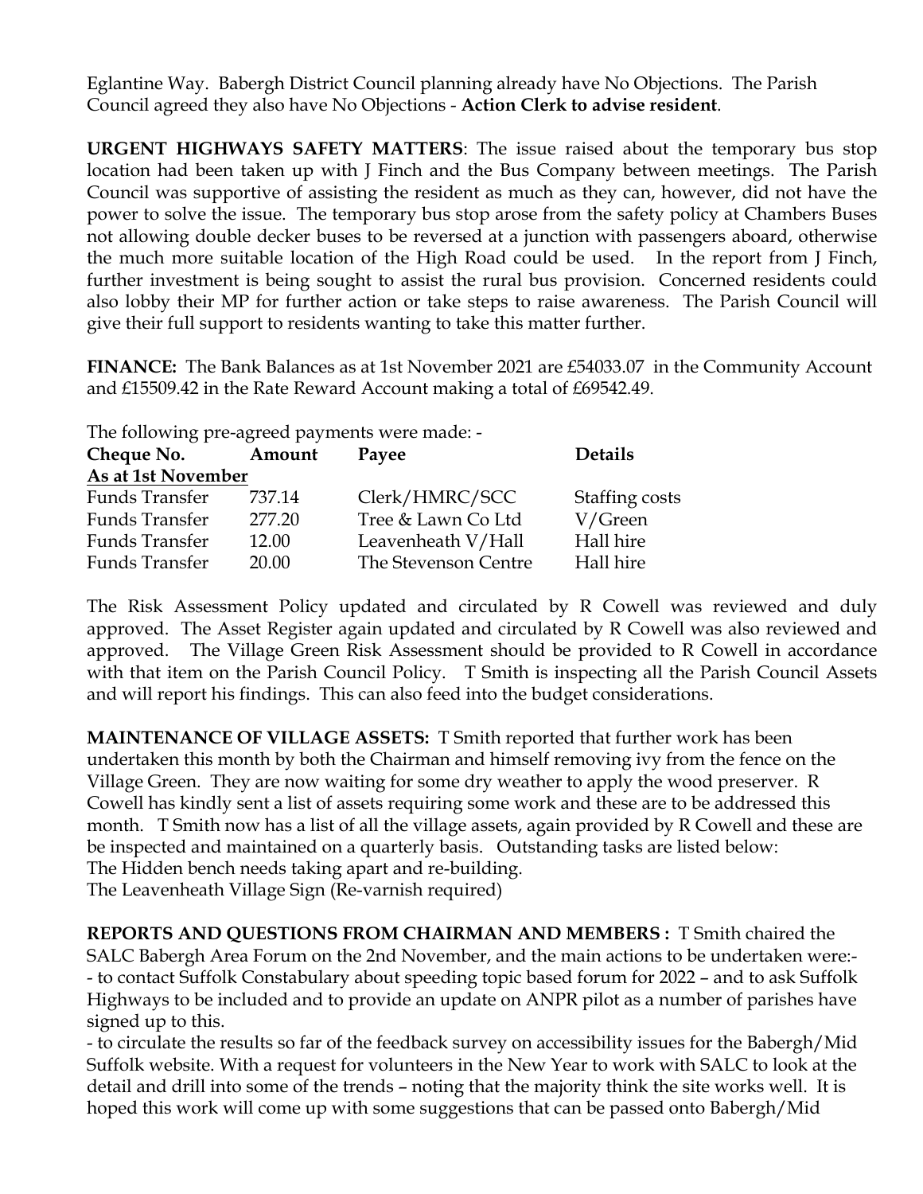Eglantine Way. Babergh District Council planning already have No Objections. The Parish Council agreed they also have No Objections - **Action Clerk to advise resident**.

**URGENT HIGHWAYS SAFETY MATTERS**: The issue raised about the temporary bus stop location had been taken up with J Finch and the Bus Company between meetings. The Parish Council was supportive of assisting the resident as much as they can, however, did not have the power to solve the issue. The temporary bus stop arose from the safety policy at Chambers Buses not allowing double decker buses to be reversed at a junction with passengers aboard, otherwise the much more suitable location of the High Road could be used. In the report from J Finch, further investment is being sought to assist the rural bus provision. Concerned residents could also lobby their MP for further action or take steps to raise awareness. The Parish Council will give their full support to residents wanting to take this matter further.

**FINANCE:** The Bank Balances as at 1st November 2021 are £54033.07 in the Community Account and £15509.42 in the Rate Reward Account making a total of £69542.49.

The following pre-agreed payments were made: -

| **Cheque No.** | **Amount** | **Payee** | **Details** |
|---|---|---|---|
| **As at 1st November** | | | |
| Funds Transfer | 737.14 | Clerk/HMRC/SCC | Staffing costs |
| Funds Transfer | 277.20 | Tree & Lawn Co Ltd | V/Green |
| Funds Transfer | 12.00 | Leavenheath V/Hall | Hall hire |
| Funds Transfer | 20.00 | The Stevenson Centre | Hall hire |

The Risk Assessment Policy updated and circulated by R Cowell was reviewed and duly approved. The Asset Register again updated and circulated by R Cowell was also reviewed and approved. The Village Green Risk Assessment should be provided to R Cowell in accordance with that item on the Parish Council Policy. T Smith is inspecting all the Parish Council Assets and will report his findings. This can also feed into the budget considerations.

**MAINTENANCE OF VILLAGE ASSETS:** T Smith reported that further work has been undertaken this month by both the Chairman and himself removing ivy from the fence on the Village Green. They are now waiting for some dry weather to apply the wood preserver. R Cowell has kindly sent a list of assets requiring some work and these are to be addressed this month. T Smith now has a list of all the village assets, again provided by R Cowell and these are be inspected and maintained on a quarterly basis. Outstanding tasks are listed below:
The Hidden bench needs taking apart and re-building.
The Leavenheath Village Sign (Re-varnish required)

**REPORTS AND QUESTIONS FROM CHAIRMAN AND MEMBERS :** T Smith chaired the SALC Babergh Area Forum on the 2nd November, and the main actions to be undertaken were:-
- to contact Suffolk Constabulary about speeding topic based forum for 2022 – and to ask Suffolk Highways to be included and to provide an update on ANPR pilot as a number of parishes have signed up to this.
- to circulate the results so far of the feedback survey on accessibility issues for the Babergh/Mid Suffolk website. With a request for volunteers in the New Year to work with SALC to look at the detail and drill into some of the trends – noting that the majority think the site works well. It is hoped this work will come up with some suggestions that can be passed onto Babergh/Mid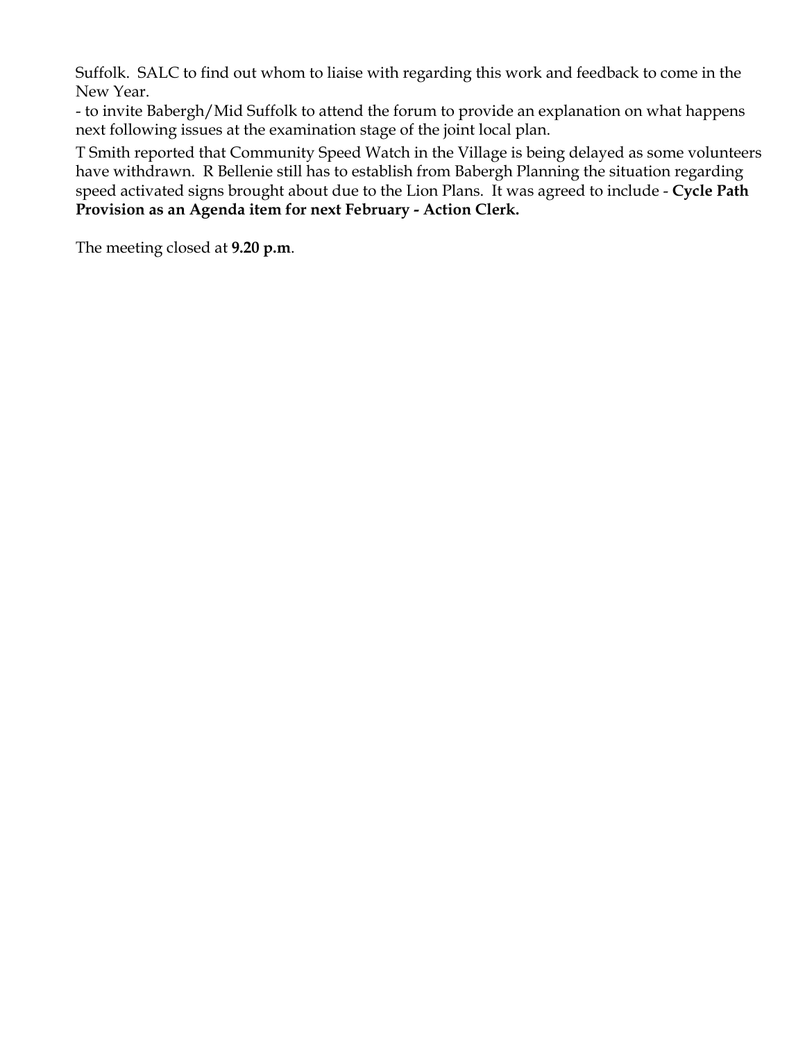Suffolk. SALC to find out whom to liaise with regarding this work and feedback to come in the New Year.

- to invite Babergh/Mid Suffolk to attend the forum to provide an explanation on what happens next following issues at the examination stage of the joint local plan.

T Smith reported that Community Speed Watch in the Village is being delayed as some volunteers have withdrawn. R Bellenie still has to establish from Babergh Planning the situation regarding speed activated signs brought about due to the Lion Plans. It was agreed to include - **Cycle Path Provision as an Agenda item for next February - Action Clerk.**

The meeting closed at **9.20 p.m**.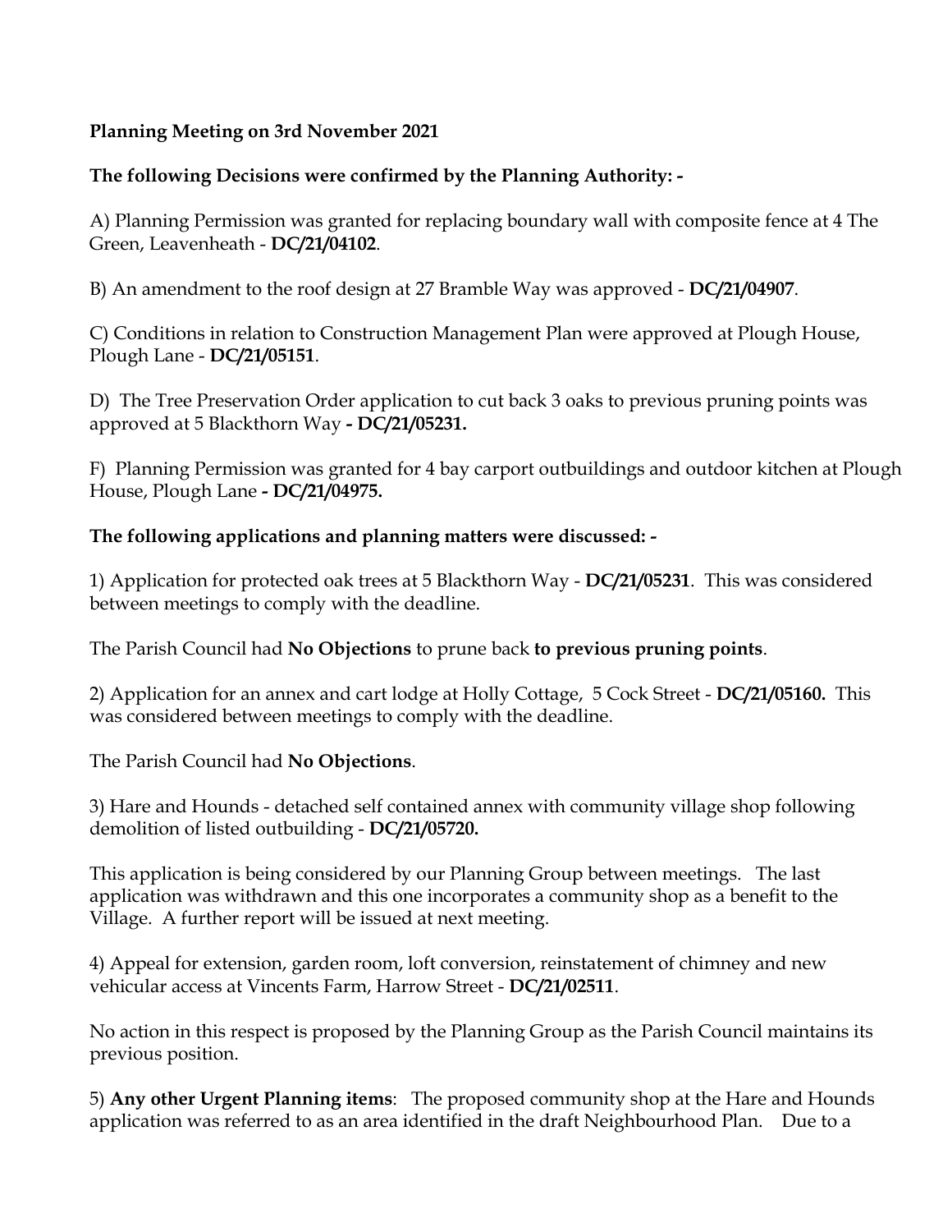**Planning Meeting on 3rd November 2021**

**The following Decisions were confirmed by the Planning Authority: -**

A) Planning Permission was granted for replacing boundary wall with composite fence at 4 The Green, Leavenheath - **DC/21/04102**.

B) An amendment to the roof design at 27 Bramble Way was approved - **DC/21/04907**.

C) Conditions in relation to Construction Management Plan were approved at Plough House, Plough Lane - **DC/21/05151**.

D) The Tree Preservation Order application to cut back 3 oaks to previous pruning points was approved at 5 Blackthorn Way **- DC/21/05231.**

F) Planning Permission was granted for 4 bay carport outbuildings and outdoor kitchen at Plough House, Plough Lane **- DC/21/04975.**

**The following applications and planning matters were discussed: -**

1) Application for protected oak trees at 5 Blackthorn Way - **DC/21/05231**. This was considered between meetings to comply with the deadline.

The Parish Council had **No Objections** to prune back **to previous pruning points**.

2) Application for an annex and cart lodge at Holly Cottage, 5 Cock Street - **DC/21/05160.** This was considered between meetings to comply with the deadline.

The Parish Council had **No Objections**.

3) Hare and Hounds - detached self contained annex with community village shop following demolition of listed outbuilding - **DC/21/05720.**

This application is being considered by our Planning Group between meetings. The last application was withdrawn and this one incorporates a community shop as a benefit to the Village. A further report will be issued at next meeting.

4) Appeal for extension, garden room, loft conversion, reinstatement of chimney and new vehicular access at Vincents Farm, Harrow Street - **DC/21/02511**.

No action in this respect is proposed by the Planning Group as the Parish Council maintains its previous position.

5) **Any other Urgent Planning items**: The proposed community shop at the Hare and Hounds application was referred to as an area identified in the draft Neighbourhood Plan. Due to a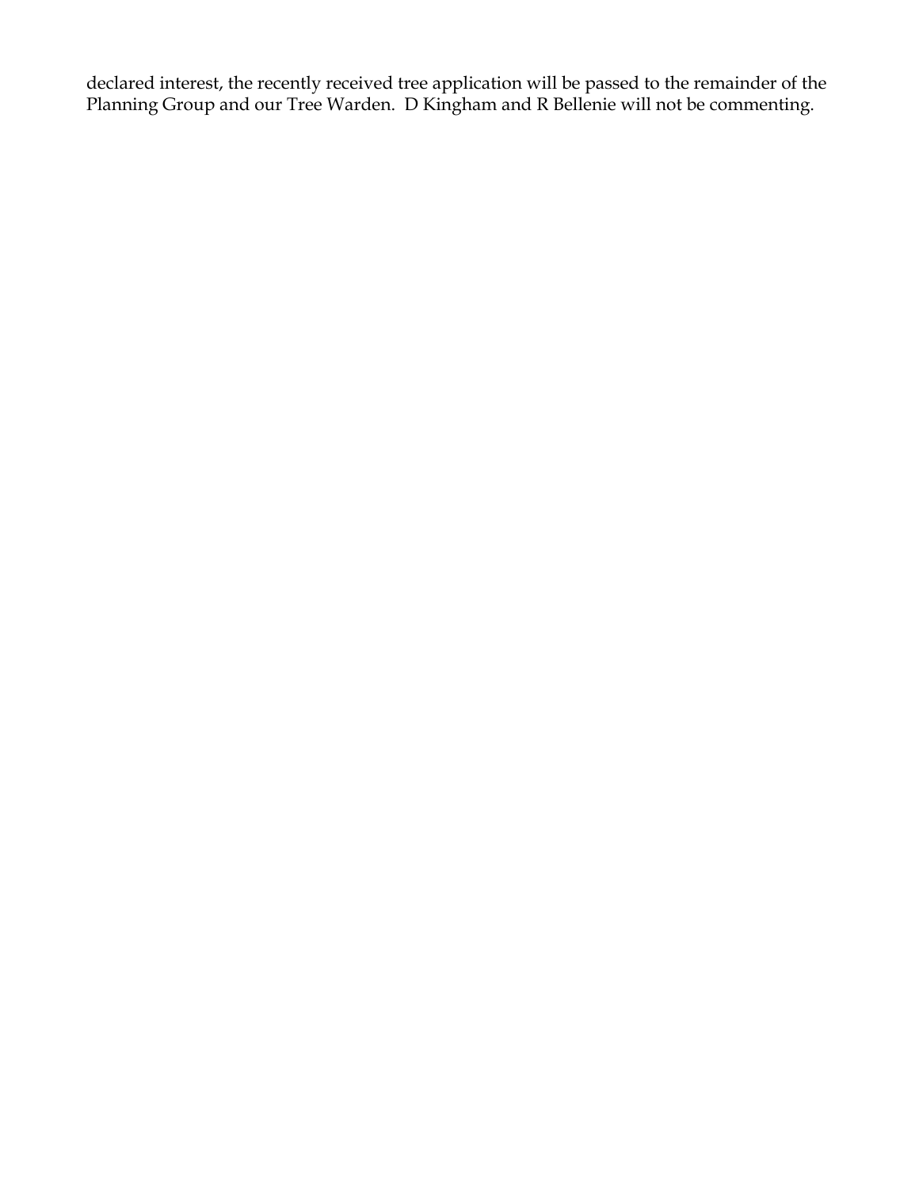declared interest, the recently received tree application will be passed to the remainder of the Planning Group and our Tree Warden.  D Kingham and R Bellenie will not be commenting.